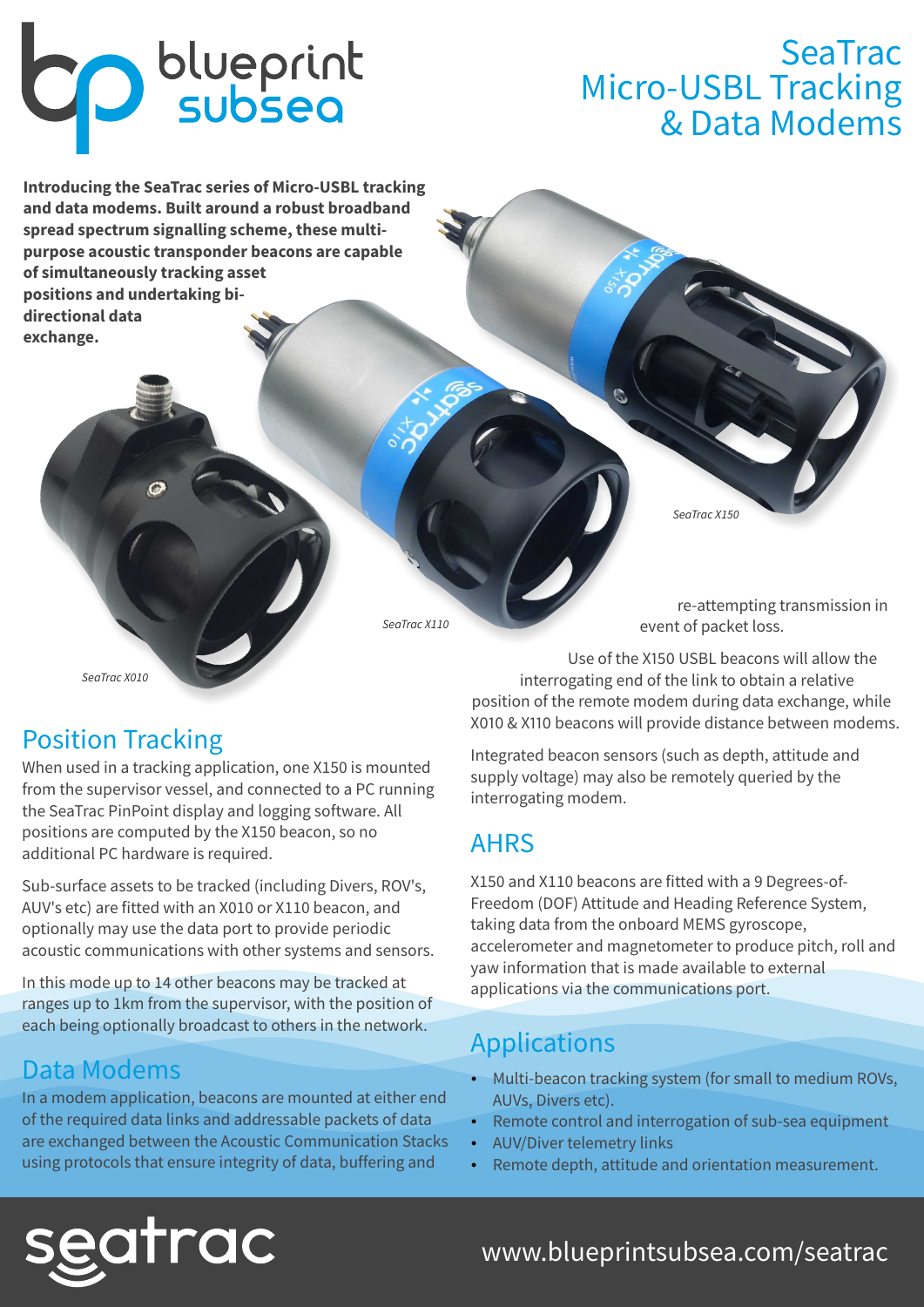# SeaTrac Micro-USBL Tracking & Data Modems

**Introducing the SeaTrac series of Micro-USBL tracking and data modems. Built around a robust broadband spread spectrum signalling scheme, these multi-purpose acoustic transponder beacons are capable of simultaneously tracking asset positions and undertaking bi-directional data exchange.**

*SeaTrac X150*

*SeaTrac X110*

*SeaTrac X010*

## Position Tracking

When used in a tracking application, one X150 is mounted from the supervisor vessel, and connected to a PC running the SeaTrac PinPoint display and logging software. All positions are computed by the X150 beacon, so no additional PC hardware is required.

Sub-surface assets to be tracked (including Divers, ROV's, AUV's etc) are fitted with an X010 or X110 beacon, and optionally may use the data port to provide periodic acoustic communications with other systems and sensors.

In this mode up to 14 other beacons may be tracked at ranges up to 1km from the supervisor, with the position of each being optionally broadcast to others in the network.

## Data Modems

In a modem application, beacons are mounted at either end of the required data links and addressable packets of data are exchanged between the Acoustic Communication Stacks using protocols that ensure integrity of data, buffering and re-attempting transmission in event of packet loss.

Use of the X150 USBL beacons will allow the interrogating end of the link to obtain a relative position of the remote modem during data exchange, while X010 & X110 beacons will provide distance between modems.

Integrated beacon sensors (such as depth, attitude and supply voltage) may also be remotely queried by the interrogating modem.

## AHRS

X150 and X110 beacons are fitted with a 9 Degrees-of-Freedom (DOF) Attitude and Heading Reference System, taking data from the onboard MEMS gyroscope, accelerometer and magnetometer to produce pitch, roll and yaw information that is made available to external applications via the communications port.

## Applications

- Multi-beacon tracking system (for small to medium ROVs, AUVs, Divers etc).
- Remote control and interrogation of sub-sea equipment
- AUV/Diver telemetry links
- Remote depth, attitude and orientation measurement.

seatrac

www.blueprintsubsea.com/seatrac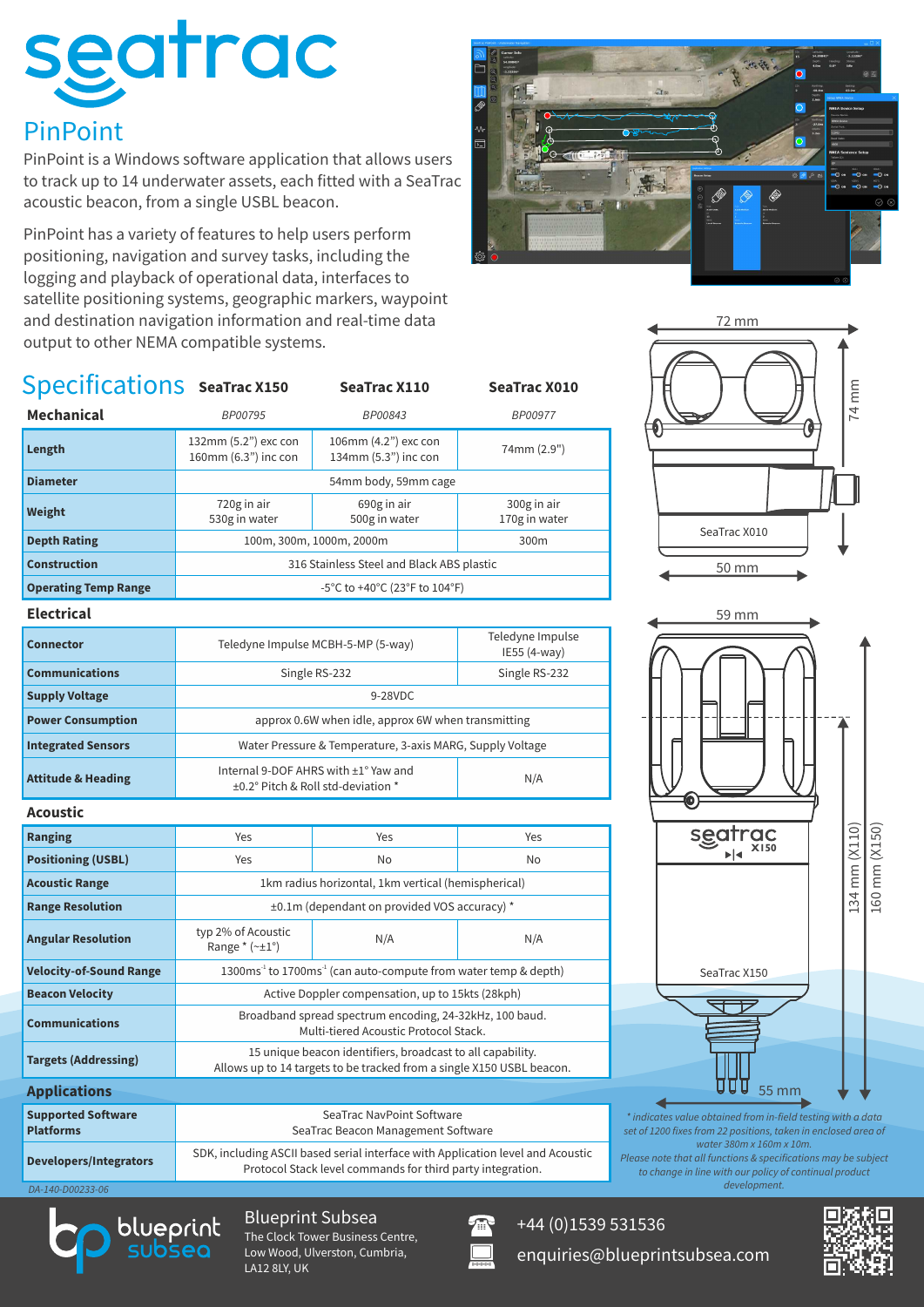# seatrac

## PinPoint

PinPoint is a Windows software application that allows users to track up to 14 underwater assets, each fitted with a SeaTrac acoustic beacon, from a single USBL beacon.

PinPoint has a variety of features to help users perform positioning, navigation and survey tasks, including the logging and playback of operational data, interfaces to satellite positioning systems, geographic markers, waypoint and destination navigation information and real-time data output to other NEMA compatible systems.

## Specifications

| Mechanical | SeaTrac X150 | SeaTrac X110 | SeaTrac X010 |
|---|---|---|---|
| | *BP00795* | *BP00843* | *BP00977* |
| **Length** | 132mm (5.2") exc con<br>160mm (6.3") inc con | 106mm (4.2") exc con<br>134mm (5.3") inc con | 74mm (2.9") |
| **Diameter** | 54mm body, 59mm cage | | |
| **Weight** | 720g in air<br>530g in water | 690g in air<br>500g in water | 300g in air<br>170g in water |
| **Depth Rating** | 100m, 300m, 1000m, 2000m | | 300m |
| **Construction** | 316 Stainless Steel and Black ABS plastic | | |
| **Operating Temp Range** | -5°C to +40°C (23°F to 104°F) | | |

### Electrical

| | SeaTrac X150 | SeaTrac X110 | SeaTrac X010 |
|---|---|---|---|
| **Connector** | Teledyne Impulse MCBH-5-MP (5-way) | | Teledyne Impulse IE55 (4-way) |
| **Communications** | Single RS-232 | | Single RS-232 |
| **Supply Voltage** | 9-28VDC | | |
| **Power Consumption** | approx 0.6W when idle, approx 6W when transmitting | | |
| **Integrated Sensors** | Water Pressure & Temperature, 3-axis MARG, Supply Voltage | | |
| **Attitude & Heading** | Internal 9-DOF AHRS with ±1° Yaw and ±0.2° Pitch & Roll std-deviation * | | N/A |

### Acoustic

| | SeaTrac X150 | SeaTrac X110 | SeaTrac X010 |
|---|---|---|---|
| **Ranging** | Yes | Yes | Yes |
| **Positioning (USBL)** | Yes | No | No |
| **Acoustic Range** | 1km radius horizontal, 1km vertical (hemispherical) | | |
| **Range Resolution** | ±0.1m (dependant on provided VOS accuracy) * | | |
| **Angular Resolution** | typ 2% of Acoustic Range * (~±1°) | N/A | N/A |
| **Velocity-of-Sound Range** | $1300ms^{-1}$ to $1700ms^{-1}$ (can auto-compute from water temp & depth) | | |
| **Beacon Velocity** | Active Doppler compensation, up to 15kts (28kph) | | |
| **Communications** | Broadband spread spectrum encoding, 24-32kHz, 100 baud. Multi-tiered Acoustic Protocol Stack. | | |
| **Targets (Addressing)** | 15 unique beacon identifiers, broadcast to all capability. Allows up to 14 targets to be tracked from a single X150 USBL beacon. | | |

### Applications

| | |
|---|---|
| **Supported Software Platforms** | SeaTrac NavPoint Software<br>SeaTrac Beacon Management Software |
| **Developers/Integrators** | SDK, including ASCII based serial interface with Application level and Acoustic Protocol Stack level commands for third party integration. |

72 mm
74 mm
SeaTrac X010
50 mm

59 mm
seatrac X150
134 mm (X110)
160 mm (X150)
SeaTrac X150
55 mm

*\* indicates value obtained from in-field testing with a data set of 1200 fixes from 22 positions, taken in enclosed area of water 380m x 160m x 10m.*

*Please note that all functions & specifications may be subject to change in line with our policy of continual product development.*

*DA-140-D00233-06*

blueprint subsea

**Blueprint Subsea**
The Clock Tower Business Centre,
Low Wood, Ulverston, Cumbria,
LA12 8LY, UK

+44 (0)1539 531536
enquiries@blueprintsubsea.com